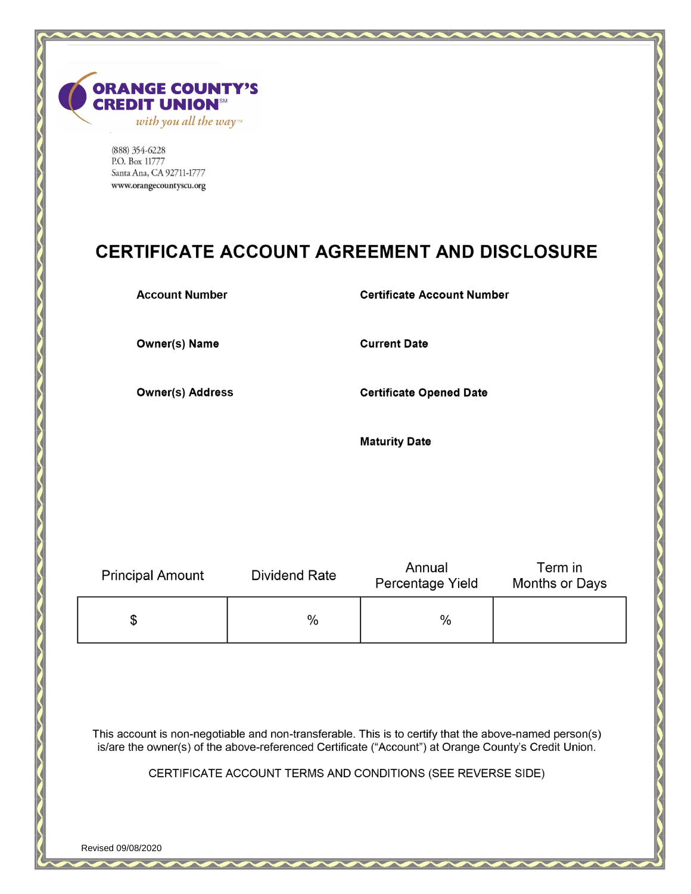**ORANGE COUNTY'S CREDIT UNION**[SM]

*with you all the way*™

(888) 354-6228
P.O. Box 11777
Santa Ana, CA 92711-1777
www.orangecountyscu.org

# CERTIFICATE ACCOUNT AGREEMENT AND DISCLOSURE

**Account Number**

**Certificate Account Number**

**Owner(s) Name**

**Current Date**

**Owner(s) Address**

**Certificate Opened Date**

**Maturity Date**

| Principal Amount | Dividend Rate | Annual Percentage Yield | Term in Months or Days |
|---|---|---|---|
| $ | % | % | |

This account is non-negotiable and non-transferable. This is to certify that the above-named person(s) is/are the owner(s) of the above-referenced Certificate ("Account") at Orange County's Credit Union.

CERTIFICATE ACCOUNT TERMS AND CONDITIONS (SEE REVERSE SIDE)

Revised 09/08/2020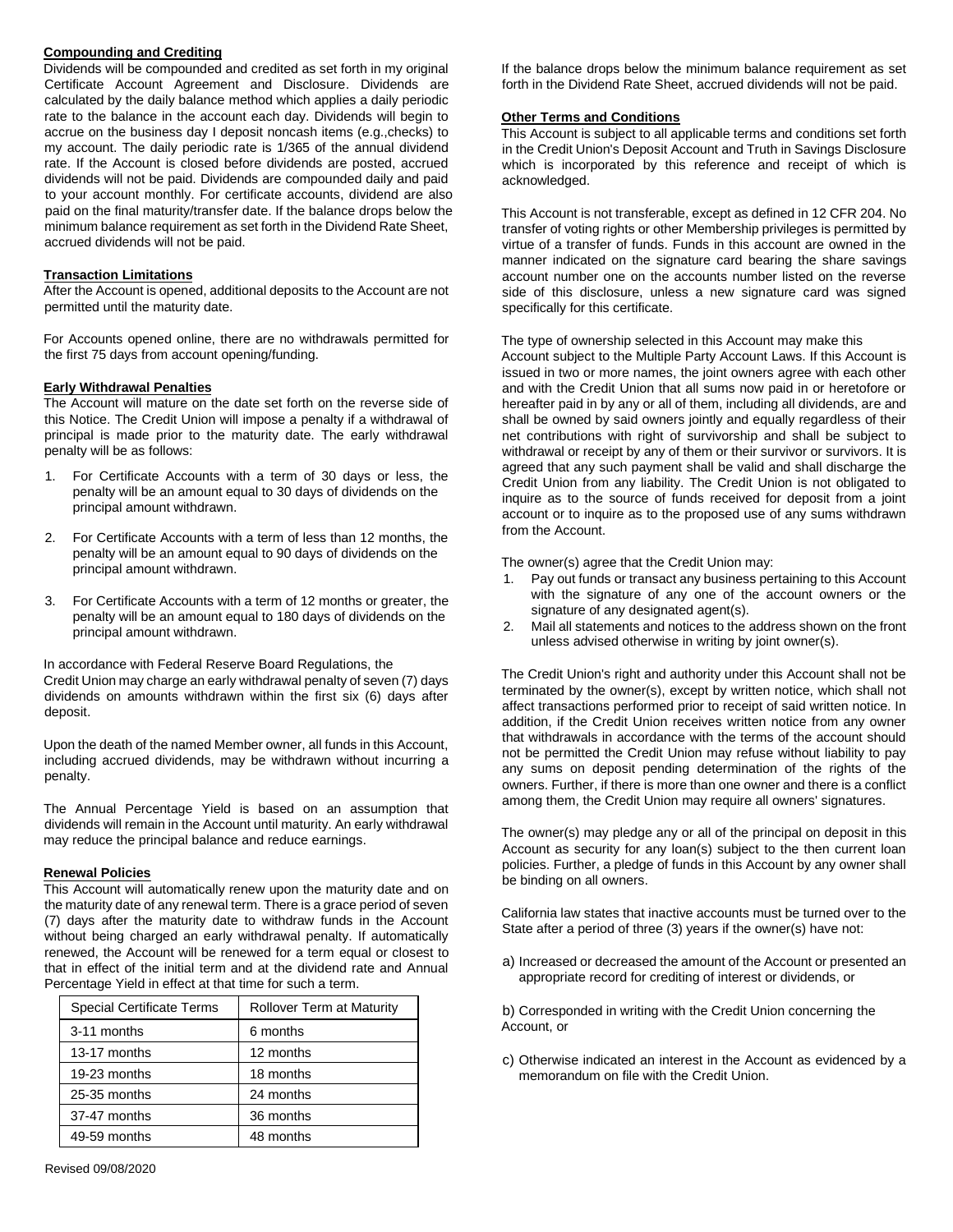**Compounding and Crediting**

Dividends will be compounded and credited as set forth in my original Certificate Account Agreement and Disclosure. Dividends are calculated by the daily balance method which applies a daily periodic rate to the balance in the account each day. Dividends will begin to accrue on the business day I deposit noncash items (e.g.,checks) to my account. The daily periodic rate is 1/365 of the annual dividend rate. If the Account is closed before dividends are posted, accrued dividends will not be paid. Dividends are compounded daily and paid to your account monthly. For certificate accounts, dividend are also paid on the final maturity/transfer date. If the balance drops below the minimum balance requirement as set forth in the Dividend Rate Sheet, accrued dividends will not be paid.

**Transaction Limitations**

After the Account is opened, additional deposits to the Account are not permitted until the maturity date.

For Accounts opened online, there are no withdrawals permitted for the first 75 days from account opening/funding.

**Early Withdrawal Penalties**

The Account will mature on the date set forth on the reverse side of this Notice. The Credit Union will impose a penalty if a withdrawal of principal is made prior to the maturity date. The early withdrawal penalty will be as follows:

1. For Certificate Accounts with a term of 30 days or less, the penalty will be an amount equal to 30 days of dividends on the principal amount withdrawn.
2. For Certificate Accounts with a term of less than 12 months, the penalty will be an amount equal to 90 days of dividends on the principal amount withdrawn.
3. For Certificate Accounts with a term of 12 months or greater, the penalty will be an amount equal to 180 days of dividends on the principal amount withdrawn.

In accordance with Federal Reserve Board Regulations, the Credit Union may charge an early withdrawal penalty of seven (7) days dividends on amounts withdrawn within the first six (6) days after deposit.

Upon the death of the named Member owner, all funds in this Account, including accrued dividends, may be withdrawn without incurring a penalty.

The Annual Percentage Yield is based on an assumption that dividends will remain in the Account until maturity. An early withdrawal may reduce the principal balance and reduce earnings.

**Renewal Policies**

This Account will automatically renew upon the maturity date and on the maturity date of any renewal term. There is a grace period of seven (7) days after the maturity date to withdraw funds in the Account without being charged an early withdrawal penalty. If automatically renewed, the Account will be renewed for a term equal or closest to that in effect of the initial term and at the dividend rate and Annual Percentage Yield in effect at that time for such a term.

| Special Certificate Terms | Rollover Term at Maturity |
|---|---|
| 3-11 months | 6 months |
| 13-17 months | 12 months |
| 19-23 months | 18 months |
| 25-35 months | 24 months |
| 37-47 months | 36 months |
| 49-59 months | 48 months |

Revised 09/08/2020

If the balance drops below the minimum balance requirement as set forth in the Dividend Rate Sheet, accrued dividends will not be paid.

**Other Terms and Conditions**

This Account is subject to all applicable terms and conditions set forth in the Credit Union's Deposit Account and Truth in Savings Disclosure which is incorporated by this reference and receipt of which is acknowledged.

This Account is not transferable, except as defined in 12 CFR 204. No transfer of voting rights or other Membership privileges is permitted by virtue of a transfer of funds. Funds in this account are owned in the manner indicated on the signature card bearing the share savings account number one on the accounts number listed on the reverse side of this disclosure, unless a new signature card was signed specifically for this certificate.

The type of ownership selected in this Account may make this Account subject to the Multiple Party Account Laws. If this Account is issued in two or more names, the joint owners agree with each other and with the Credit Union that all sums now paid in or heretofore or hereafter paid in by any or all of them, including all dividends, are and shall be owned by said owners jointly and equally regardless of their net contributions with right of survivorship and shall be subject to withdrawal or receipt by any of them or their survivor or survivors. It is agreed that any such payment shall be valid and shall discharge the Credit Union from any liability. The Credit Union is not obligated to inquire as to the source of funds received for deposit from a joint account or to inquire as to the proposed use of any sums withdrawn from the Account.

The owner(s) agree that the Credit Union may:

1. Pay out funds or transact any business pertaining to this Account with the signature of any one of the account owners or the signature of any designated agent(s).
2. Mail all statements and notices to the address shown on the front unless advised otherwise in writing by joint owner(s).

The Credit Union's right and authority under this Account shall not be terminated by the owner(s), except by written notice, which shall not affect transactions performed prior to receipt of said written notice. In addition, if the Credit Union receives written notice from any owner that withdrawals in accordance with the terms of the account should not be permitted the Credit Union may refuse without liability to pay any sums on deposit pending determination of the rights of the owners. Further, if there is more than one owner and there is a conflict among them, the Credit Union may require all owners' signatures.

The owner(s) may pledge any or all of the principal on deposit in this Account as security for any loan(s) subject to the then current loan policies. Further, a pledge of funds in this Account by any owner shall be binding on all owners.

California law states that inactive accounts must be turned over to the State after a period of three (3) years if the owner(s) have not:

a) Increased or decreased the amount of the Account or presented an appropriate record for crediting of interest or dividends, or

b) Corresponded in writing with the Credit Union concerning the Account, or

c) Otherwise indicated an interest in the Account as evidenced by a memorandum on file with the Credit Union.